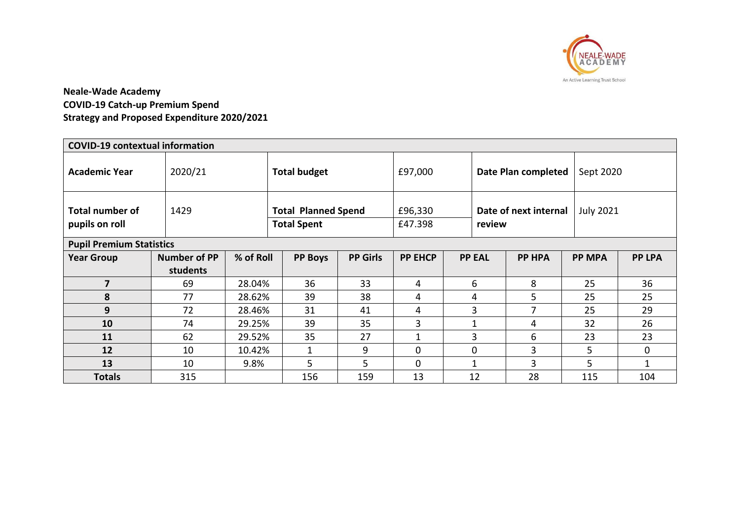**Neale-Wade Academy**
**COVID-19 Catch-up Premium Spend**
**Strategy and Proposed Expenditure 2020/2021**

| **COVID-19 contextual information** | | | | | |
|---|---|---|---|---|---|
| **Academic Year** | 2020/21 | **Total budget** | £97,000 | **Date Plan completed** | Sept 2020 |
| **Total number of pupils on roll** | 1429 | **Total Planned Spend**<br>**Total Spent** | £96,330<br>£47.398 | **Date of next internal review** | July 2021 |

**Pupil Premium Statistics**

| Year Group | Number of PP students | % of Roll | PP Boys | PP Girls | PP EHCP | PP EAL | PP HPA | PP MPA | PP LPA |
|---|---|---|---|---|---|---|---|---|---|
| **7** | 69 | 28.04% | 36 | 33 | 4 | 6 | 8 | 25 | 36 |
| **8** | 77 | 28.62% | 39 | 38 | 4 | 4 | 5 | 25 | 25 |
| **9** | 72 | 28.46% | 31 | 41 | 4 | 3 | 7 | 25 | 29 |
| **10** | 74 | 29.25% | 39 | 35 | 3 | 1 | 4 | 32 | 26 |
| **11** | 62 | 29.52% | 35 | 27 | 1 | 3 | 6 | 23 | 23 |
| **12** | 10 | 10.42% | 1 | 9 | 0 | 0 | 3 | 5 | 0 |
| **13** | 10 | 9.8% | 5 | 5 | 0 | 1 | 3 | 5 | 1 |
| **Totals** | 315 | | 156 | 159 | 13 | 12 | 28 | 115 | 104 |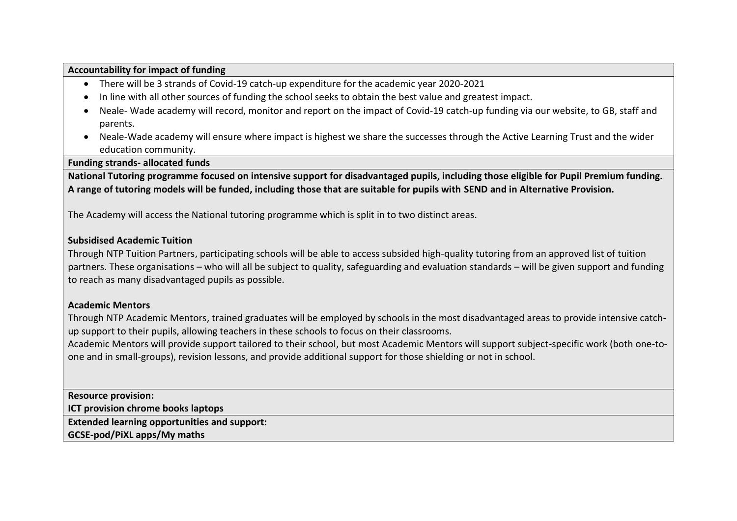**Accountability for impact of funding**

- There will be 3 strands of Covid-19 catch-up expenditure for the academic year 2020-2021
- In line with all other sources of funding the school seeks to obtain the best value and greatest impact.
- Neale- Wade academy will record, monitor and report on the impact of Covid-19 catch-up funding via our website, to GB, staff and parents.
- Neale-Wade academy will ensure where impact is highest we share the successes through the Active Learning Trust and the wider education community.

**Funding strands- allocated funds**

**National Tutoring programme focused on intensive support for disadvantaged pupils, including those eligible for Pupil Premium funding. A range of tutoring models will be funded, including those that are suitable for pupils with SEND and in Alternative Provision.**

The Academy will access the National tutoring programme which is split in to two distinct areas.

**Subsidised Academic Tuition**

Through NTP Tuition Partners, participating schools will be able to access subsided high-quality tutoring from an approved list of tuition partners. These organisations – who will all be subject to quality, safeguarding and evaluation standards – will be given support and funding to reach as many disadvantaged pupils as possible.

**Academic Mentors**

Through NTP Academic Mentors, trained graduates will be employed by schools in the most disadvantaged areas to provide intensive catch-up support to their pupils, allowing teachers in these schools to focus on their classrooms.

Academic Mentors will provide support tailored to their school, but most Academic Mentors will support subject-specific work (both one-to-one and in small-groups), revision lessons, and provide additional support for those shielding or not in school.

**Resource provision:**

**ICT provision chrome books laptops**

**Extended learning opportunities and support:**

**GCSE-pod/PiXL apps/My maths**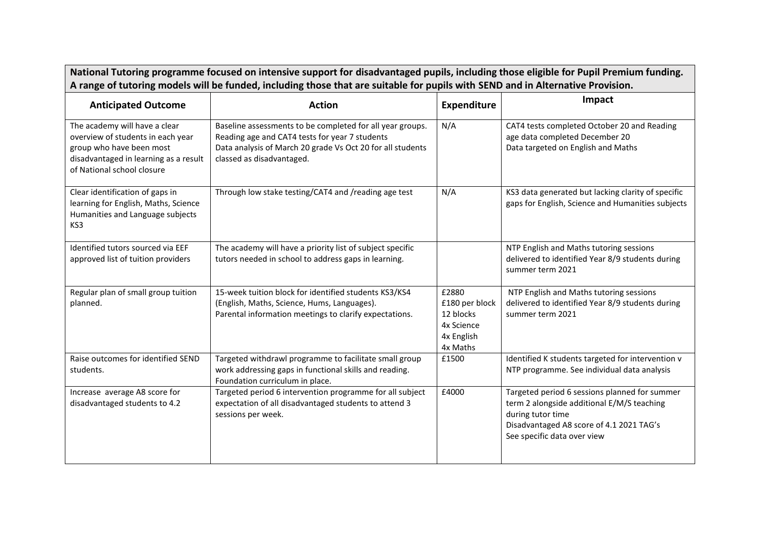**National Tutoring programme focused on intensive support for disadvantaged pupils, including those eligible for Pupil Premium funding. A range of tutoring models will be funded, including those that are suitable for pupils with SEND and in Alternative Provision.**

| Anticipated Outcome | Action | Expenditure | Impact |
|---|---|---|---|
| The academy will have a clear overview of students in each year group who have been most disadvantaged in learning as a result of National school closure | Baseline assessments to be completed for all year groups. Reading age and CAT4 tests for year 7 students<br>Data analysis of March 20 grade Vs Oct 20 for all students classed as disadvantaged. | N/A | CAT4 tests completed October 20 and Reading age data completed December 20<br>Data targeted on English and Maths |
| Clear identification of gaps in learning for English, Maths, Science Humanities and Language subjects KS3 | Through low stake testing/CAT4 and /reading age test | N/A | KS3 data generated but lacking clarity of specific gaps for English, Science and Humanities subjects |
| Identified tutors sourced via EEF approved list of tuition providers | The academy will have a priority list of subject specific tutors needed in school to address gaps in learning. | | NTP English and Maths tutoring sessions delivered to identified Year 8/9 students during summer term 2021 |
| Regular plan of small group tuition planned. | 15-week tuition block for identified students KS3/KS4 (English, Maths, Science, Hums, Languages).<br>Parental information meetings to clarify expectations. | £2880<br>£180 per block<br>12 blocks<br>4x Science<br>4x English<br>4x Maths | NTP English and Maths tutoring sessions delivered to identified Year 8/9 students during summer term 2021 |
| Raise outcomes for identified SEND students. | Targeted withdrawl programme to facilitate small group work addressing gaps in functional skills and reading.<br>Foundation curriculum in place. | £1500 | Identified K students targeted for intervention v NTP programme. See individual data analysis |
| Increase average A8 score for disadvantaged students to 4.2 | Targeted period 6 intervention programme for all subject expectation of all disadvantaged students to attend 3 sessions per week. | £4000 | Targeted period 6 sessions planned for summer term 2 alongside additional E/M/S teaching during tutor time<br>Disadvantaged A8 score of 4.1 2021 TAG's<br>See specific data over view |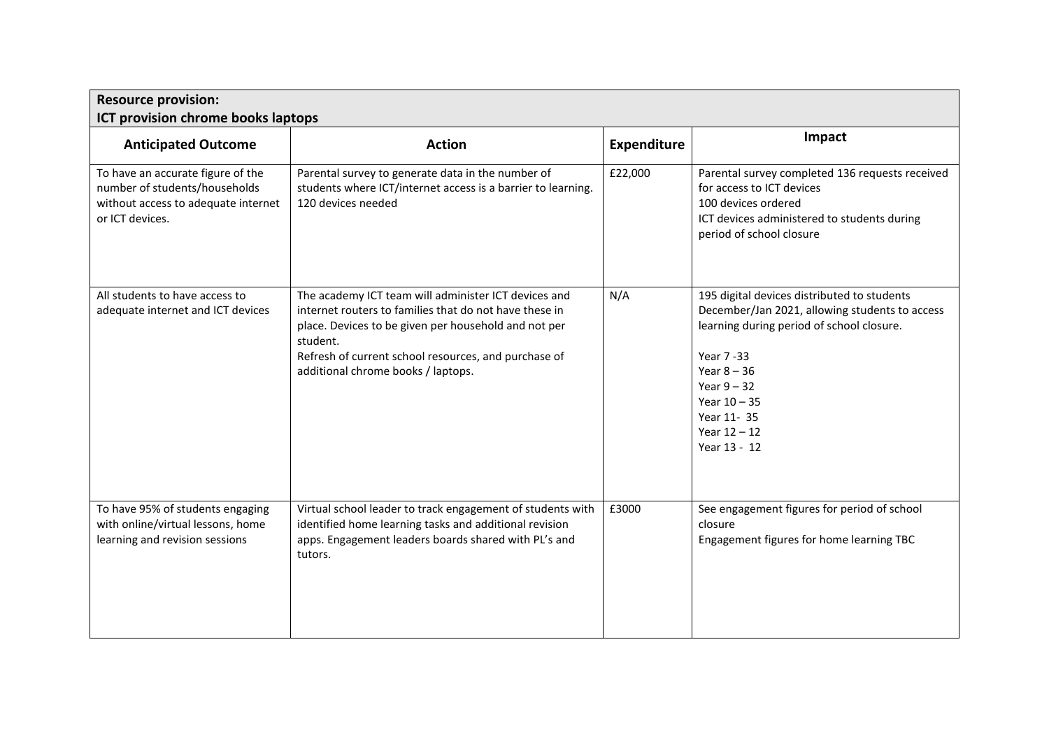**Resource provision:**
**ICT provision chrome books laptops**

| Anticipated Outcome | Action | Expenditure | Impact |
|---|---|---|---|
| To have an accurate figure of the number of students/households without access to adequate internet or ICT devices. | Parental survey to generate data in the number of students where ICT/internet access is a barrier to learning. 120 devices needed | £22,000 | Parental survey completed 136 requests received for access to ICT devices<br>100 devices ordered<br>ICT devices administered to students during period of school closure |
| All students to have access to adequate internet and ICT devices | The academy ICT team will administer ICT devices and internet routers to families that do not have these in place. Devices to be given per household and not per student.<br>Refresh of current school resources, and purchase of additional chrome books / laptops. | N/A | 195 digital devices distributed to students December/Jan 2021, allowing students to access learning during period of school closure.<br><br>Year 7 -33<br>Year 8 – 36<br>Year 9 – 32<br>Year 10 – 35<br>Year 11- 35<br>Year 12 – 12<br>Year 13 - 12 |
| To have 95% of students engaging with online/virtual lessons, home learning and revision sessions | Virtual school leader to track engagement of students with identified home learning tasks and additional revision apps. Engagement leaders boards shared with PL's and tutors. | £3000 | See engagement figures for period of school closure<br>Engagement figures for home learning TBC |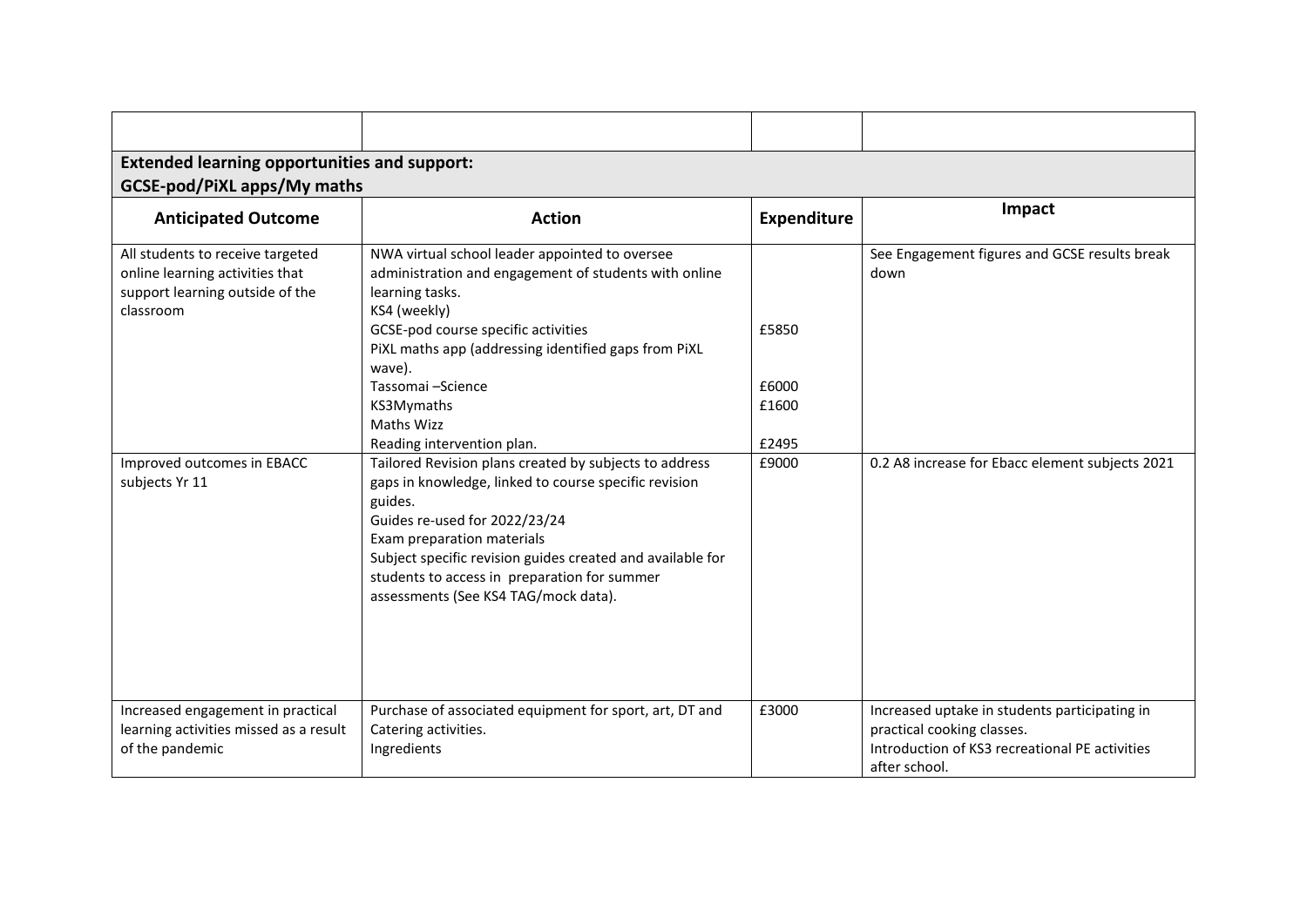| | | | |
|---|---|---|---|
| **Extended learning opportunities and support:**<br>**GCSE-pod/PiXL apps/My maths** | | | |
| **Anticipated Outcome** | **Action** | **Expenditure** | **Impact** |
| All students to receive targeted online learning activities that support learning outside of the classroom | NWA virtual school leader appointed to oversee administration and engagement of students with online learning tasks.<br>KS4 (weekly)<br>GCSE-pod course specific activities<br>PiXL maths app (addressing identified gaps from PiXL wave).<br>Tassomai –Science<br>KS3Mymaths<br>Maths Wizz<br>Reading intervention plan. | <br><br><br><br>£5850<br><br><br>£6000<br>£1600<br><br>£2495 | See Engagement figures and GCSE results break down |
| Improved outcomes in EBACC subjects Yr 11 | Tailored Revision plans created by subjects to address gaps in knowledge, linked to course specific revision guides.<br>Guides re-used for 2022/23/24<br>Exam preparation materials<br>Subject specific revision guides created and available for students to access in preparation for summer assessments (See KS4 TAG/mock data). | £9000 | 0.2 A8 increase for Ebacc element subjects 2021 |
| Increased engagement in practical learning activities missed as a result of the pandemic | Purchase of associated equipment for sport, art, DT and Catering activities.<br>Ingredients | £3000 | Increased uptake in students participating in practical cooking classes.<br>Introduction of KS3 recreational PE activities after school. |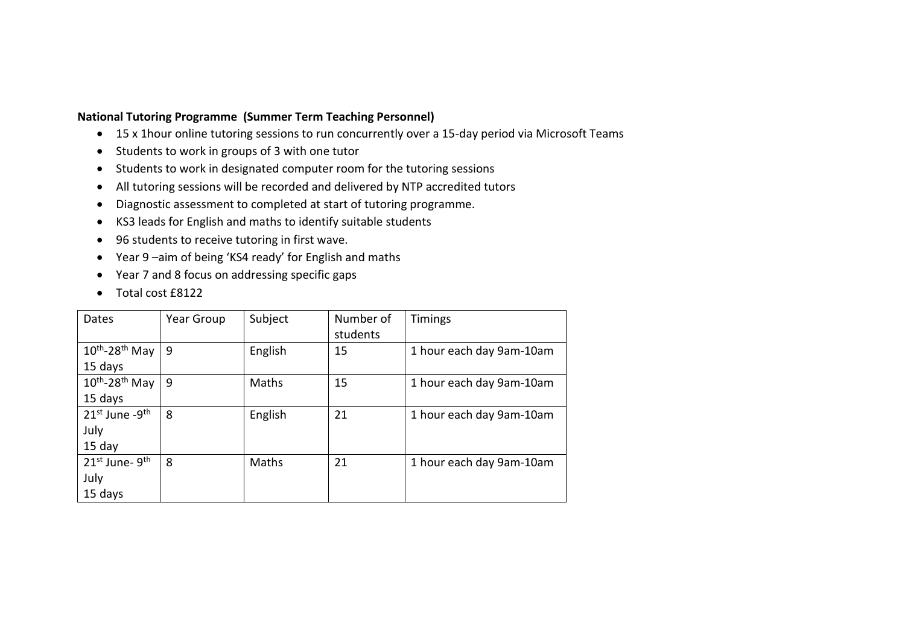**National Tutoring Programme (Summer Term Teaching Personnel)**

- 15 x 1hour online tutoring sessions to run concurrently over a 15-day period via Microsoft Teams
- Students to work in groups of 3 with one tutor
- Students to work in designated computer room for the tutoring sessions
- All tutoring sessions will be recorded and delivered by NTP accredited tutors
- Diagnostic assessment to completed at start of tutoring programme.
- KS3 leads for English and maths to identify suitable students
- 96 students to receive tutoring in first wave.
- Year 9 –aim of being 'KS4 ready' for English and maths
- Year 7 and 8 focus on addressing specific gaps
- Total cost £8122

| Dates | Year Group | Subject | Number of students | Timings |
|---|---|---|---|---|
| 10th-28th May 15 days | 9 | English | 15 | 1 hour each day 9am-10am |
| 10th-28th May 15 days | 9 | Maths | 15 | 1 hour each day 9am-10am |
| 21st June -9th July 15 day | 8 | English | 21 | 1 hour each day 9am-10am |
| 21st June- 9th July 15 days | 8 | Maths | 21 | 1 hour each day 9am-10am |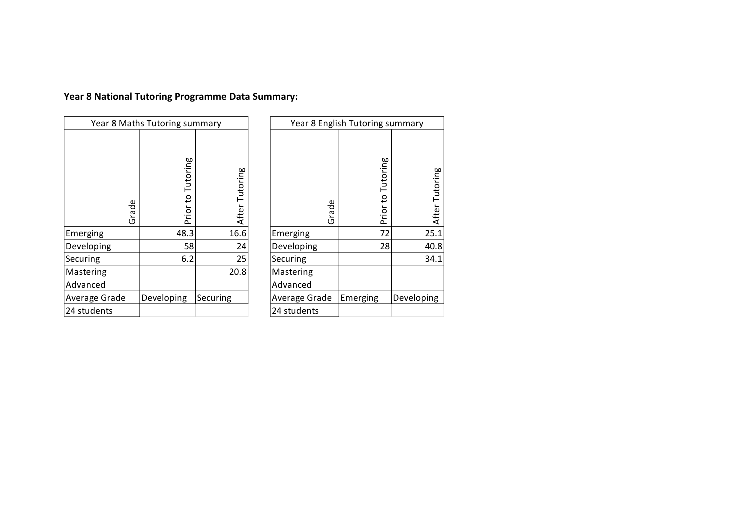**Year 8 National Tutoring Programme Data Summary:**

| Year 8 Maths Tutoring summary | | |
|---|---|---|
| Grade | Prior to Tutoring | After Tutoring |
| Emerging | 48.3 | 16.6 |
| Developing | 58 | 24 |
| Securing | 6.2 | 25 |
| Mastering | | 20.8 |
| Advanced | | |
| Average Grade | Developing | Securing |
| 24 students | | |

| Year 8 English Tutoring summary | | |
|---|---|---|
| Grade | Prior to Tutoring | After Tutoring |
| Emerging | 72 | 25.1 |
| Developing | 28 | 40.8 |
| Securing | | 34.1 |
| Mastering | | |
| Advanced | | |
| Average Grade | Emerging | Developing |
| 24 students | | |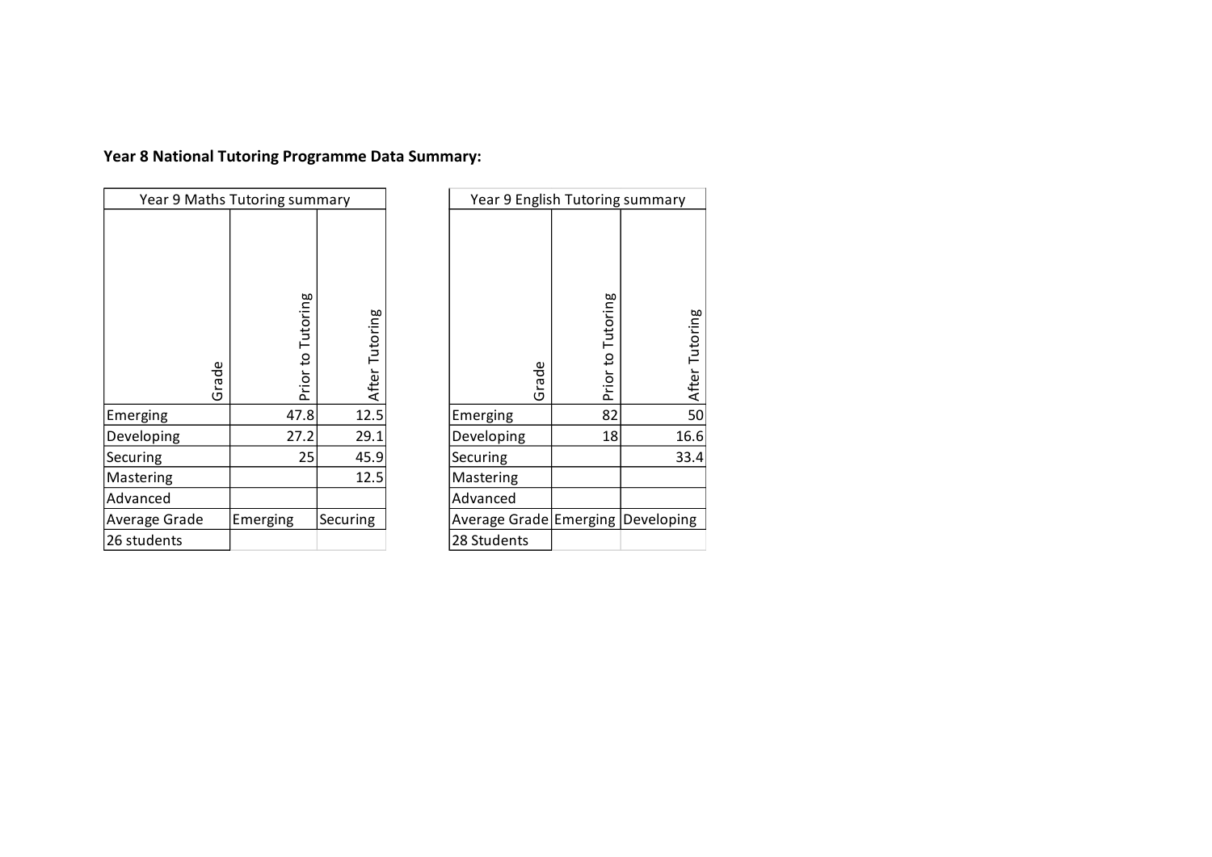**Year 8 National Tutoring Programme Data Summary:**

| Year 9 Maths Tutoring summary | | |
|---|---|---|
| Grade | Prior to Tutoring | After Tutoring |
| Emerging | 47.8 | 12.5 |
| Developing | 27.2 | 29.1 |
| Securing | 25 | 45.9 |
| Mastering | | 12.5 |
| Advanced | | |
| Average Grade | Emerging | Securing |
| 26 students | | |

| Year 9 English Tutoring summary | | |
|---|---|---|
| Grade | Prior to Tutoring | After Tutoring |
| Emerging | 82 | 50 |
| Developing | 18 | 16.6 |
| Securing | | 33.4 |
| Mastering | | |
| Advanced | | |
| Average Grade | Emerging | Developing |
| 28 Students | | |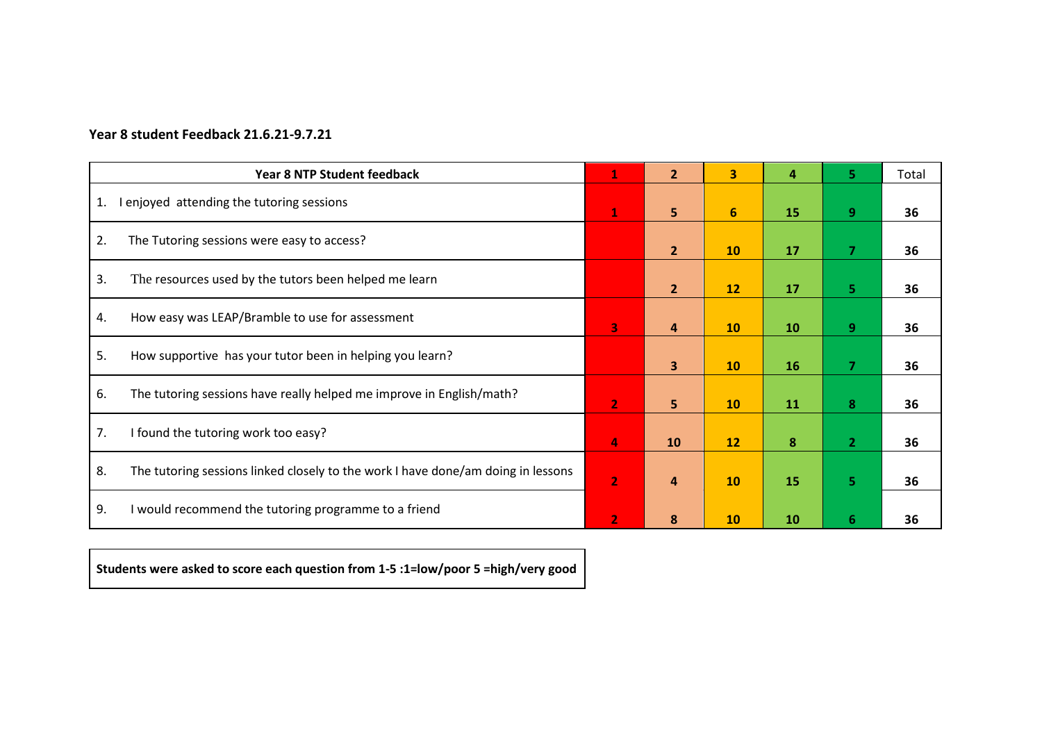**Year 8 student Feedback 21.6.21-9.7.21**

| Year 8 NTP Student feedback | 1 | 2 | 3 | 4 | 5 | Total |
|---|---|---|---|---|---|---|
| 1. I enjoyed attending the tutoring sessions | 1 | 5 | 6 | 15 | 9 | 36 |
| 2. The Tutoring sessions were easy to access? | | 2 | 10 | 17 | 7 | 36 |
| 3. The resources used by the tutors been helped me learn | | 2 | 12 | 17 | 5 | 36 |
| 4. How easy was LEAP/Bramble to use for assessment | 3 | 4 | 10 | 10 | 9 | 36 |
| 5. How supportive has your tutor been in helping you learn? | | 3 | 10 | 16 | 7 | 36 |
| 6. The tutoring sessions have really helped me improve in English/math? | 2 | 5 | 10 | 11 | 8 | 36 |
| 7. I found the tutoring work too easy? | 4 | 10 | 12 | 8 | 2 | 36 |
| 8. The tutoring sessions linked closely to the work I have done/am doing in lessons | 2 | 4 | 10 | 15 | 5 | 36 |
| 9. I would recommend the tutoring programme to a friend | 2 | 8 | 10 | 10 | 6 | 36 |

**Students were asked to score each question from 1-5 :1=low/poor 5 =high/very good**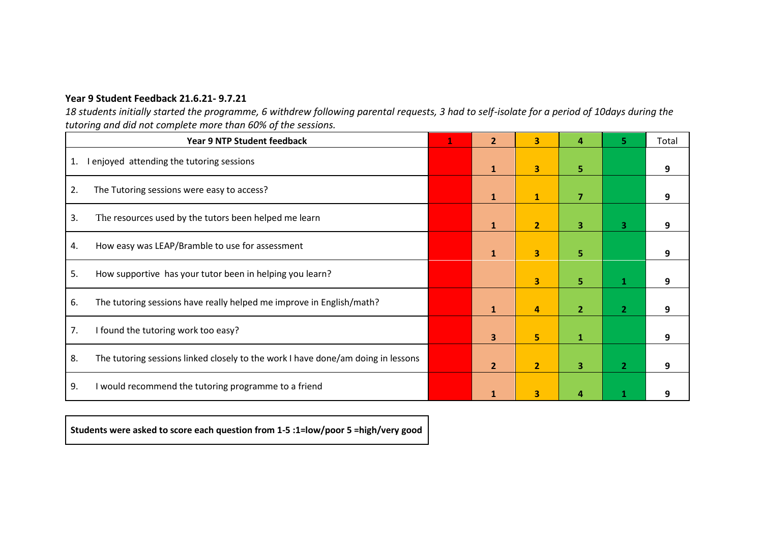**Year 9 Student Feedback 21.6.21- 9.7.21**

*18 students initially started the programme, 6 withdrew following parental requests, 3 had to self-isolate for a period of 10days during the tutoring and did not complete more than 60% of the sessions.*

| Year 9 NTP Student feedback | 1 | 2 | 3 | 4 | 5 | Total |
|---|---|---|---|---|---|---|
| 1. I enjoyed attending the tutoring sessions | | 1 | 3 | 5 | | 9 |
| 2. The Tutoring sessions were easy to access? | | 1 | 1 | 7 | | 9 |
| 3. The resources used by the tutors been helped me learn | | 1 | 2 | 3 | 3 | 9 |
| 4. How easy was LEAP/Bramble to use for assessment | | 1 | 3 | 5 | | 9 |
| 5. How supportive has your tutor been in helping you learn? | | | 3 | 5 | 1 | 9 |
| 6. The tutoring sessions have really helped me improve in English/math? | | 1 | 4 | 2 | 2 | 9 |
| 7. I found the tutoring work too easy? | | 3 | 5 | 1 | | 9 |
| 8. The tutoring sessions linked closely to the work I have done/am doing in lessons | | 2 | 2 | 3 | 2 | 9 |
| 9. I would recommend the tutoring programme to a friend | | 1 | 3 | 4 | 1 | 9 |

**Students were asked to score each question from 1-5 :1=low/poor 5 =high/very good**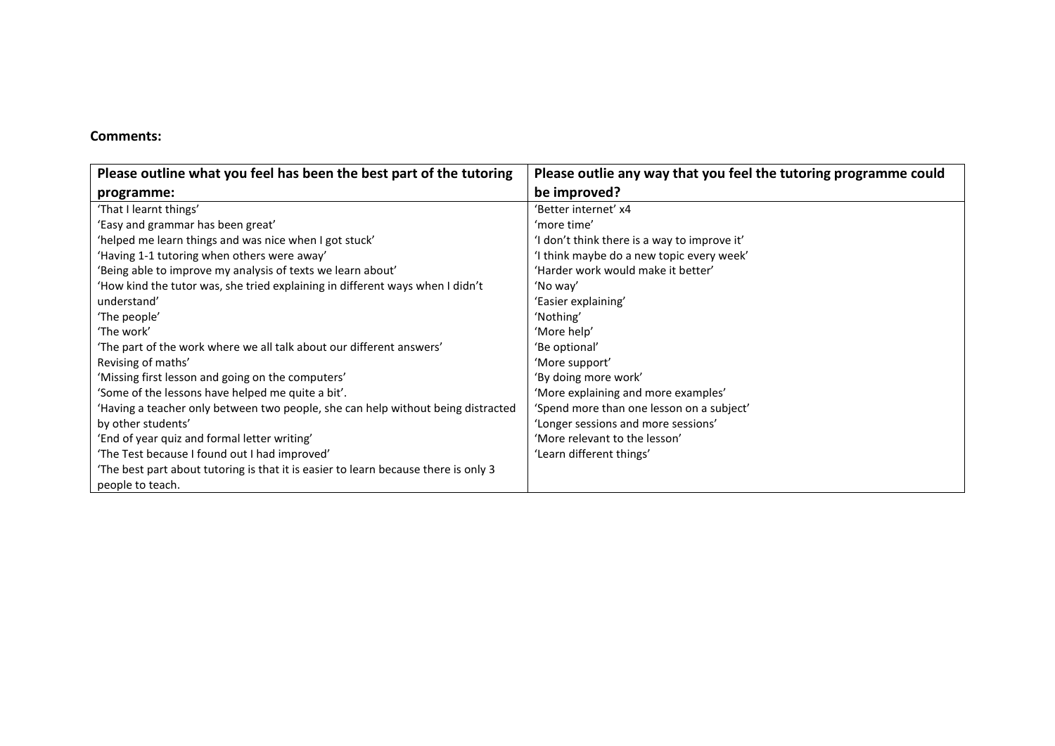**Comments:**

| Please outline what you feel has been the best part of the tutoring programme: | Please outlie any way that you feel the tutoring programme could be improved? |
|---|---|
| 'That I learnt things' | 'Better internet' x4 |
| 'Easy and grammar has been great' | 'more time' |
| 'helped me learn things and was nice when I got stuck' | 'I don't think there is a way to improve it' |
| 'Having 1-1 tutoring when others were away' | 'I think maybe do a new topic every week' |
| 'Being able to improve my analysis of texts we learn about' | 'Harder work would make it better' |
| 'How kind the tutor was, she tried explaining in different ways when I didn't understand' | 'No way' |
| 'The people' | 'Easier explaining' |
| 'The work' | 'Nothing' |
| 'The part of the work where we all talk about our different answers' | 'More help' |
| Revising of maths' | 'Be optional' |
| 'Missing first lesson and going on the computers' | 'More support' |
| 'Some of the lessons have helped me quite a bit'. | 'By doing more work' |
| 'Having a teacher only between two people, she can help without being distracted by other students' | 'More explaining and more examples' |
| 'End of year quiz and formal letter writing' | 'Spend more than one lesson on a subject' |
| 'The Test because I found out I had improved' | 'Longer sessions and more sessions' |
| 'The best part about tutoring is that it is easier to learn because there is only 3 people to teach. | 'More relevant to the lesson' |
| | 'Learn different things' |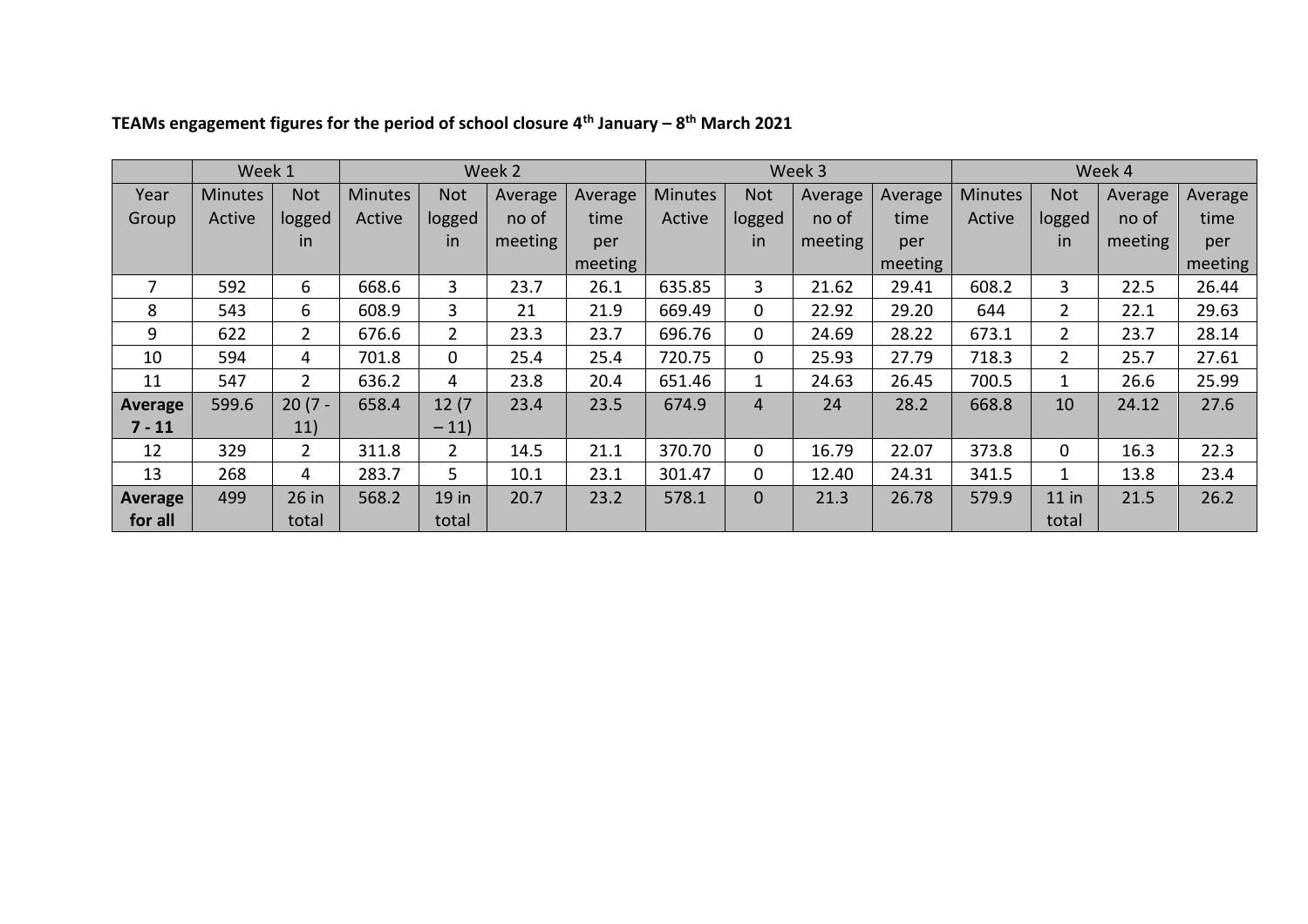**TEAMs engagement figures for the period of school closure 4th January – 8th March 2021**

| | Week 1 | | Week 2 | | | | Week 3 | | | | Week 4 | | | |
|---|---|---|---|---|---|---|---|---|---|---|---|---|---|---|
| Year Group | Minutes Active | Not logged in | Minutes Active | Not logged in | Average no of meeting | Average time per meeting | Minutes Active | Not logged in | Average no of meeting | Average time per meeting | Minutes Active | Not logged in | Average no of meeting | Average time per meeting |
| 7 | 592 | 6 | 668.6 | 3 | 23.7 | 26.1 | 635.85 | 3 | 21.62 | 29.41 | 608.2 | 3 | 22.5 | 26.44 |
| 8 | 543 | 6 | 608.9 | 3 | 21 | 21.9 | 669.49 | 0 | 22.92 | 29.20 | 644 | 2 | 22.1 | 29.63 |
| 9 | 622 | 2 | 676.6 | 2 | 23.3 | 23.7 | 696.76 | 0 | 24.69 | 28.22 | 673.1 | 2 | 23.7 | 28.14 |
| 10 | 594 | 4 | 701.8 | 0 | 25.4 | 25.4 | 720.75 | 0 | 25.93 | 27.79 | 718.3 | 2 | 25.7 | 27.61 |
| 11 | 547 | 2 | 636.2 | 4 | 23.8 | 20.4 | 651.46 | 1 | 24.63 | 26.45 | 700.5 | 1 | 26.6 | 25.99 |
| **Average 7 - 11** | 599.6 | 20 (7 - 11) | 658.4 | 12 (7 – 11) | 23.4 | 23.5 | 674.9 | 4 | 24 | 28.2 | 668.8 | 10 | 24.12 | 27.6 |
| 12 | 329 | 2 | 311.8 | 2 | 14.5 | 21.1 | 370.70 | 0 | 16.79 | 22.07 | 373.8 | 0 | 16.3 | 22.3 |
| 13 | 268 | 4 | 283.7 | 5 | 10.1 | 23.1 | 301.47 | 0 | 12.40 | 24.31 | 341.5 | 1 | 13.8 | 23.4 |
| **Average for all** | 499 | 26 in total | 568.2 | 19 in total | 20.7 | 23.2 | 578.1 | 0 | 21.3 | 26.78 | 579.9 | 11 in total | 21.5 | 26.2 |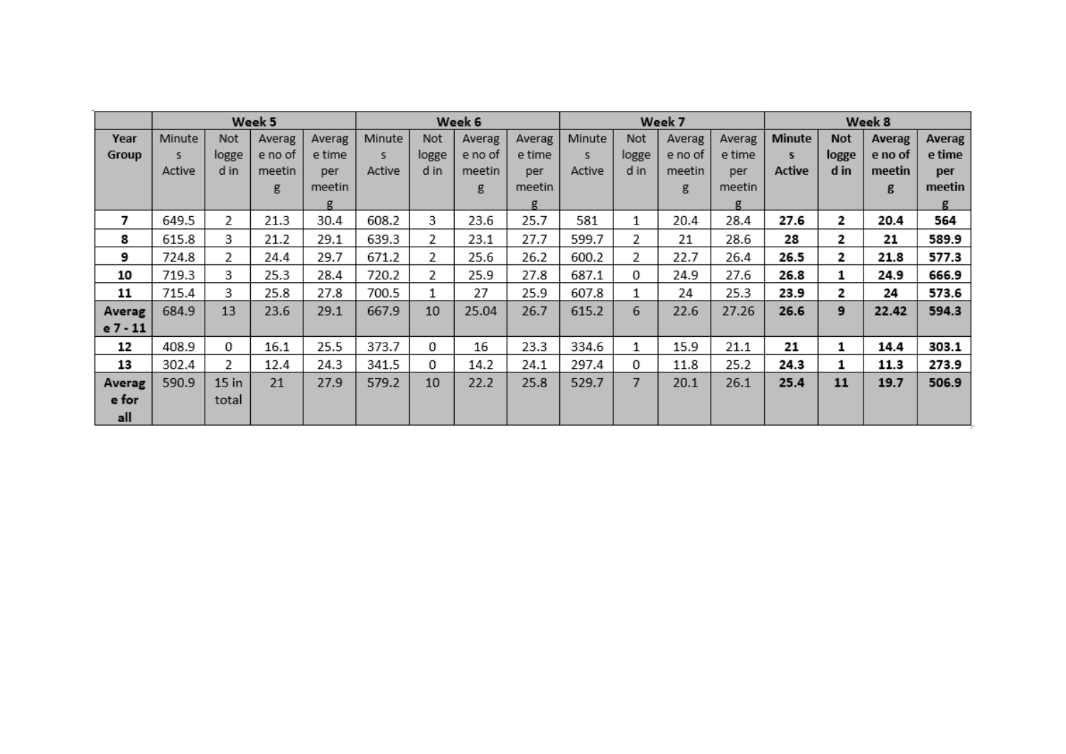| Year Group | Week 5 | | | | Week 6 | | | | Week 7 | | | | Week 8 | | | |
|---|---|---|---|---|---|---|---|---|---|---|---|---|---|---|---|---|
| | Minutes Active | Not logged in | Average no of meeting | Average time per meeting | Minutes Active | Not logged in | Average no of meeting | Average time per meeting | Minutes Active | Not logged in | Average no of meeting | Average time per meeting | **Minutes Active** | **Not logged in** | **Average no of meeting** | **Average time per meeting** |
| **7** | 649.5 | 2 | 21.3 | 30.4 | 608.2 | 3 | 23.6 | 25.7 | 581 | 1 | 20.4 | 28.4 | **27.6** | **2** | **20.4** | **564** |
| **8** | 615.8 | 3 | 21.2 | 29.1 | 639.3 | 2 | 23.1 | 27.7 | 599.7 | 2 | 21 | 28.6 | **28** | **2** | **21** | **589.9** |
| **9** | 724.8 | 2 | 24.4 | 29.7 | 671.2 | 2 | 25.6 | 26.2 | 600.2 | 2 | 22.7 | 26.4 | **26.5** | **2** | **21.8** | **577.3** |
| **10** | 719.3 | 3 | 25.3 | 28.4 | 720.2 | 2 | 25.9 | 27.8 | 687.1 | 0 | 24.9 | 27.6 | **26.8** | **1** | **24.9** | **666.9** |
| **11** | 715.4 | 3 | 25.8 | 27.8 | 700.5 | 1 | 27 | 25.9 | 607.8 | 1 | 24 | 25.3 | **23.9** | **2** | **24** | **573.6** |
| **Average 7 - 11** | 684.9 | 13 | 23.6 | 29.1 | 667.9 | 10 | 25.04 | 26.7 | 615.2 | 6 | 22.6 | 27.26 | **26.6** | **9** | **22.42** | **594.3** |
| **12** | 408.9 | 0 | 16.1 | 25.5 | 373.7 | 0 | 16 | 23.3 | 334.6 | 1 | 15.9 | 21.1 | **21** | **1** | **14.4** | **303.1** |
| **13** | 302.4 | 2 | 12.4 | 24.3 | 341.5 | 0 | 14.2 | 24.1 | 297.4 | 0 | 11.8 | 25.2 | **24.3** | **1** | **11.3** | **273.9** |
| **Average for all** | 590.9 | 15 in total | 21 | 27.9 | 579.2 | 10 | 22.2 | 25.8 | 529.7 | 7 | 20.1 | 26.1 | **25.4** | **11** | **19.7** | **506.9** |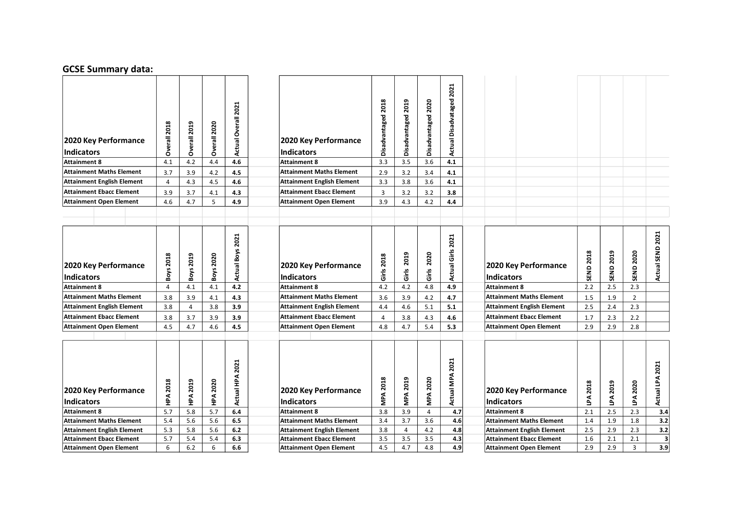## GCSE Summary data:

| 2020 Key Performance Indicators | Overall 2018 | Overall 2019 | Overall 2020 | Actual Overall 2021 |
|---|---|---|---|---|
| Attainment 8 | 4.1 | 4.2 | 4.4 | **4.6** |
| Attainment Maths Element | 3.7 | 3.9 | 4.2 | **4.5** |
| Attainment English Element | 4 | 4.3 | 4.5 | **4.6** |
| Attainment Ebacc Element | 3.9 | 3.7 | 4.1 | **4.3** |
| Attainment Open Element | 4.6 | 4.7 | 5 | **4.9** |

| 2020 Key Performance Indicators | Disadvantaged 2018 | Disadvantaged 2019 | Disadvantaged 2020 | Actual Disadvataged 2021 |
|---|---|---|---|---|
| Attainment 8 | 3.3 | 3.5 | 3.6 | **4.1** |
| Attainment Maths Element | 2.9 | 3.2 | 3.4 | **4.1** |
| Attainment English Element | 3.3 | 3.8 | 3.6 | **4.1** |
| Attainment Ebacc Element | 3 | 3.2 | 3.2 | **3.8** |
| Attainment Open Element | 3.9 | 4.3 | 4.2 | **4.4** |

| 2020 Key Performance Indicators | Boys 2018 | Boys 2019 | Boys 2020 | Actual Boys 2021 |
|---|---|---|---|---|
| Attainment 8 | 4 | 4.1 | 4.1 | **4.2** |
| Attainment Maths Element | 3.8 | 3.9 | 4.1 | **4.3** |
| Attainment English Element | 3.8 | 4 | 3.8 | **3.9** |
| Attainment Ebacc Element | 3.8 | 3.7 | 3.9 | **3.9** |
| Attainment Open Element | 4.5 | 4.7 | 4.6 | **4.5** |

| 2020 Key Performance Indicators | Girls 2018 | Girls 2019 | Girls 2020 | Actual Girls 2021 |
|---|---|---|---|---|
| Attainment 8 | 4.2 | 4.2 | 4.8 | **4.9** |
| Attainment Maths Element | 3.6 | 3.9 | 4.2 | **4.7** |
| Attainment English Element | 4.4 | 4.6 | 5.1 | **5.1** |
| Attainment Ebacc Element | 4 | 3.8 | 4.3 | **4.6** |
| Attainment Open Element | 4.8 | 4.7 | 5.4 | **5.3** |

| 2020 Key Performance Indicators | SEND 2018 | SEND 2019 | SEND 2020 | Actual SEND 2021 |
|---|---|---|---|---|
| Attainment 8 | 2.2 | 2.5 | 2.3 | |
| Attainment Maths Element | 1.5 | 1.9 | 2 | |
| Attainment English Element | 2.5 | 2.4 | 2.3 | |
| Attainment Ebacc Element | 1.7 | 2.3 | 2.2 | |
| Attainment Open Element | 2.9 | 2.9 | 2.8 | |

| 2020 Key Performance Indicators | HPA 2018 | HPA 2019 | HPA 2020 | Actual HPA 2021 |
|---|---|---|---|---|
| Attainment 8 | 5.7 | 5.8 | 5.7 | **6.4** |
| Attainment Maths Element | 5.4 | 5.6 | 5.6 | **6.5** |
| Attainment English Element | 5.3 | 5.8 | 5.6 | **6.2** |
| Attainment Ebacc Element | 5.7 | 5.4 | 5.4 | **6.3** |
| Attainment Open Element | 6 | 6.2 | 6 | **6.6** |

| 2020 Key Performance Indicators | MPA 2018 | MPA 2019 | MPA 2020 | Actual MPA 2021 |
|---|---|---|---|---|
| Attainment 8 | 3.8 | 3.9 | 4 | **4.7** |
| Attainment Maths Element | 3.4 | 3.7 | 3.6 | **4.6** |
| Attainment English Element | 3.8 | 4 | 4.2 | **4.8** |
| Attainment Ebacc Element | 3.5 | 3.5 | 3.5 | **4.3** |
| Attainment Open Element | 4.5 | 4.7 | 4.8 | **4.9** |

| 2020 Key Performance Indicators | LPA 2018 | LPA 2019 | LPA 2020 | Actual LPA 2021 |
|---|---|---|---|---|
| Attainment 8 | 2.1 | 2.5 | 2.3 | **3.4** |
| Attainment Maths Element | 1.4 | 1.9 | 1.8 | **3.2** |
| Attainment English Element | 2.5 | 2.9 | 2.3 | **3.2** |
| Attainment Ebacc Element | 1.6 | 2.1 | 2.1 | **3** |
| Attainment Open Element | 2.9 | 2.9 | 3 | **3.9** |